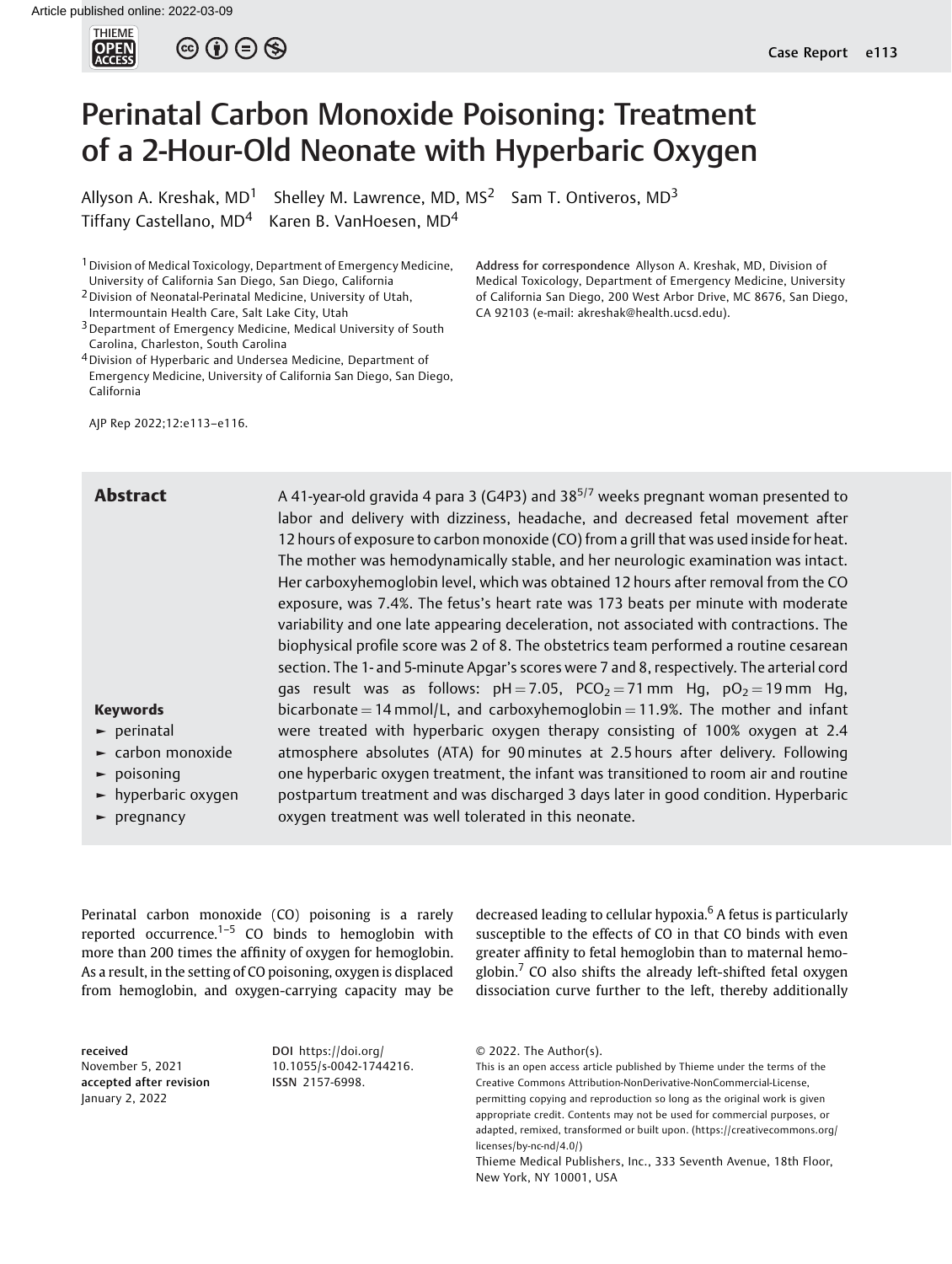# Perinatal Carbon Monoxide Poisoning: Treatment of a 2-Hour-Old Neonate with Hyperbaric Oxygen

Allyson A. Kreshak, MD[1] Shelley M. Lawrence, MD, MS[2] Sam T. Ontiveros, MD[3] Tiffany Castellano, MD[4] Karen B. VanHoesen, MD[4]

[1] Division of Medical Toxicology, Department of Emergency Medicine, University of California San Diego, San Diego, California
[2] Division of Neonatal-Perinatal Medicine, University of Utah, Intermountain Health Care, Salt Lake City, Utah
[3] Department of Emergency Medicine, Medical University of South Carolina, Charleston, South Carolina
[4] Division of Hyperbaric and Undersea Medicine, Department of Emergency Medicine, University of California San Diego, San Diego, California

**Address for correspondence** Allyson A. Kreshak, MD, Division of Medical Toxicology, Department of Emergency Medicine, University of California San Diego, 200 West Arbor Drive, MC 8676, San Diego, CA 92103 (e-mail: akreshak@health.ucsd.edu).

## Abstract

A 41-year-old gravida 4 para 3 (G4P3) and $38^{5/7}$ weeks pregnant woman presented to labor and delivery with dizziness, headache, and decreased fetal movement after 12 hours of exposure to carbon monoxide (CO) from a grill that was used inside for heat. The mother was hemodynamically stable, and her neurologic examination was intact. Her carboxyhemoglobin level, which was obtained 12 hours after removal from the CO exposure, was 7.4%. The fetus's heart rate was 173 beats per minute with moderate variability and one late appearing deceleration, not associated with contractions. The biophysical profile score was 2 of 8. The obstetrics team performed a routine cesarean section. The 1- and 5-minute Apgar's scores were 7 and 8, respectively. The arterial cord gas result was as follows: pH = 7.05, $PCO_2$ = 71 mm Hg, $pO_2$ = 19 mm Hg, bicarbonate = 14 mmol/L, and carboxyhemoglobin = 11.9%. The mother and infant were treated with hyperbaric oxygen therapy consisting of 100% oxygen at 2.4 atmosphere absolutes (ATA) for 90 minutes at 2.5 hours after delivery. Following one hyperbaric oxygen treatment, the infant was transitioned to room air and routine postpartum treatment and was discharged 3 days later in good condition. Hyperbaric oxygen treatment was well tolerated in this neonate.

**Keywords**
- perinatal
- carbon monoxide
- poisoning
- hyperbaric oxygen
- pregnancy

Perinatal carbon monoxide (CO) poisoning is a rarely reported occurrence.[1–5] CO binds to hemoglobin with more than 200 times the affinity of oxygen for hemoglobin. As a result, in the setting of CO poisoning, oxygen is displaced from hemoglobin, and oxygen-carrying capacity may be decreased leading to cellular hypoxia.[6] A fetus is particularly susceptible to the effects of CO in that CO binds with even greater affinity to fetal hemoglobin than to maternal hemoglobin.[7] CO also shifts the already left-shifted fetal oxygen dissociation curve further to the left, thereby additionally

received
November 5, 2021
accepted after revision
January 2, 2022

DOI https://doi.org/10.1055/s-0042-1744216.
ISSN 2157-6998.

© 2022. The Author(s).
This is an open access article published by Thieme under the terms of the Creative Commons Attribution-NonDerivative-NonCommercial-License, permitting copying and reproduction so long as the original work is given appropriate credit. Contents may not be used for commercial purposes, or adapted, remixed, transformed or built upon. (https://creativecommons.org/licenses/by-nc-nd/4.0/)
Thieme Medical Publishers, Inc., 333 Seventh Avenue, 18th Floor, New York, NY 10001, USA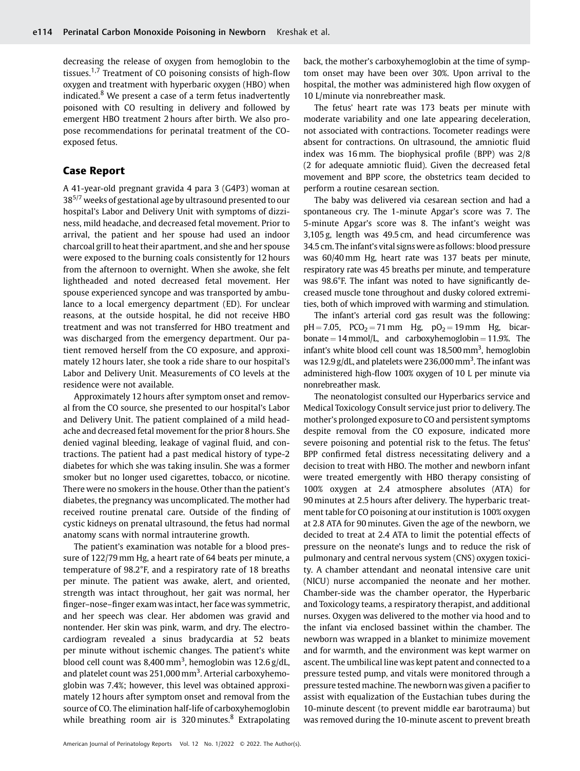decreasing the release of oxygen from hemoglobin to the tissues.[1,7] Treatment of CO poisoning consists of high-flow oxygen and treatment with hyperbaric oxygen (HBO) when indicated.[8] We present a case of a term fetus inadvertently poisoned with CO resulting in delivery and followed by emergent HBO treatment 2 hours after birth. We also propose recommendations for perinatal treatment of the CO-exposed fetus.

## Case Report

A 41-year-old pregnant gravida 4 para 3 (G4P3) woman at $38^{5/7}$ weeks of gestational age by ultrasound presented to our hospital's Labor and Delivery Unit with symptoms of dizziness, mild headache, and decreased fetal movement. Prior to arrival, the patient and her spouse had used an indoor charcoal grill to heat their apartment, and she and her spouse were exposed to the burning coals consistently for 12 hours from the afternoon to overnight. When she awoke, she felt lightheaded and noted decreased fetal movement. Her spouse experienced syncope and was transported by ambulance to a local emergency department (ED). For unclear reasons, at the outside hospital, he did not receive HBO treatment and was not transferred for HBO treatment and was discharged from the emergency department. Our patient removed herself from the CO exposure, and approximately 12 hours later, she took a ride share to our hospital's Labor and Delivery Unit. Measurements of CO levels at the residence were not available.

Approximately 12 hours after symptom onset and removal from the CO source, she presented to our hospital's Labor and Delivery Unit. The patient complained of a mild headache and decreased fetal movement for the prior 8 hours. She denied vaginal bleeding, leakage of vaginal fluid, and contractions. The patient had a past medical history of type-2 diabetes for which she was taking insulin. She was a former smoker but no longer used cigarettes, tobacco, or nicotine. There were no smokers in the house. Other than the patient's diabetes, the pregnancy was uncomplicated. The mother had received routine prenatal care. Outside of the finding of cystic kidneys on prenatal ultrasound, the fetus had normal anatomy scans with normal intrauterine growth.

The patient's examination was notable for a blood pressure of 122/79 mm Hg, a heart rate of 64 beats per minute, a temperature of 98.2°F, and a respiratory rate of 18 breaths per minute. The patient was awake, alert, and oriented, strength was intact throughout, her gait was normal, her finger–nose–finger exam was intact, her face was symmetric, and her speech was clear. Her abdomen was gravid and nontender. Her skin was pink, warm, and dry. The electrocardiogram revealed a sinus bradycardia at 52 beats per minute without ischemic changes. The patient's white blood cell count was 8,400 $mm^3$, hemoglobin was 12.6 g/dL, and platelet count was 251,000 $mm^3$. Arterial carboxyhemoglobin was 7.4%; however, this level was obtained approximately 12 hours after symptom onset and removal from the source of CO. The elimination half-life of carboxyhemoglobin while breathing room air is 320 minutes.[8] Extrapolating back, the mother's carboxyhemoglobin at the time of symptom onset may have been over 30%. Upon arrival to the hospital, the mother was administered high flow oxygen of 10 L/minute via nonrebreather mask.

The fetus' heart rate was 173 beats per minute with moderate variability and one late appearing deceleration, not associated with contractions. Tocometer readings were absent for contractions. On ultrasound, the amniotic fluid index was 16 mm. The biophysical profile (BPP) was 2/8 (2 for adequate amniotic fluid). Given the decreased fetal movement and BPP score, the obstetrics team decided to perform a routine cesarean section.

The baby was delivered via cesarean section and had a spontaneous cry. The 1-minute Apgar's score was 7. The 5-minute Apgar's score was 8. The infant's weight was 3,105 g, length was 49.5 cm, and head circumference was 34.5 cm. The infant's vital signs were as follows: blood pressure was 60/40 mm Hg, heart rate was 137 beats per minute, respiratory rate was 45 breaths per minute, and temperature was 98.6°F. The infant was noted to have significantly decreased muscle tone throughout and dusky colored extremities, both of which improved with warming and stimulation.

The infant's arterial cord gas result was the following: pH = 7.05, $PCO_2$ = 71 mm Hg, $pO_2$ = 19 mm Hg, bicarbonate = 14 mmol/L, and carboxyhemoglobin = 11.9%. The infant's white blood cell count was 18,500 $mm^3$, hemoglobin was 12.9 g/dL, and platelets were 236,000 $mm^3$. The infant was administered high-flow 100% oxygen of 10 L per minute via nonrebreather mask.

The neonatologist consulted our Hyperbarics service and Medical Toxicology Consult service just prior to delivery. The mother's prolonged exposure to CO and persistent symptoms despite removal from the CO exposure, indicated more severe poisoning and potential risk to the fetus. The fetus' BPP confirmed fetal distress necessitating delivery and a decision to treat with HBO. The mother and newborn infant were treated emergently with HBO therapy consisting of 100% oxygen at 2.4 atmosphere absolutes (ATA) for 90 minutes at 2.5 hours after delivery. The hyperbaric treatment table for CO poisoning at our institution is 100% oxygen at 2.8 ATA for 90 minutes. Given the age of the newborn, we decided to treat at 2.4 ATA to limit the potential effects of pressure on the neonate's lungs and to reduce the risk of pulmonary and central nervous system (CNS) oxygen toxicity. A chamber attendant and neonatal intensive care unit (NICU) nurse accompanied the neonate and her mother. Chamber-side was the chamber operator, the Hyperbaric and Toxicology teams, a respiratory therapist, and additional nurses. Oxygen was delivered to the mother via hood and to the infant via enclosed bassinet within the chamber. The newborn was wrapped in a blanket to minimize movement and for warmth, and the environment was kept warmer on ascent. The umbilical line was kept patent and connected to a pressure tested pump, and vitals were monitored through a pressure tested machine. The newborn was given a pacifier to assist with equalization of the Eustachian tubes during the 10-minute descent (to prevent middle ear barotrauma) but was removed during the 10-minute ascent to prevent breath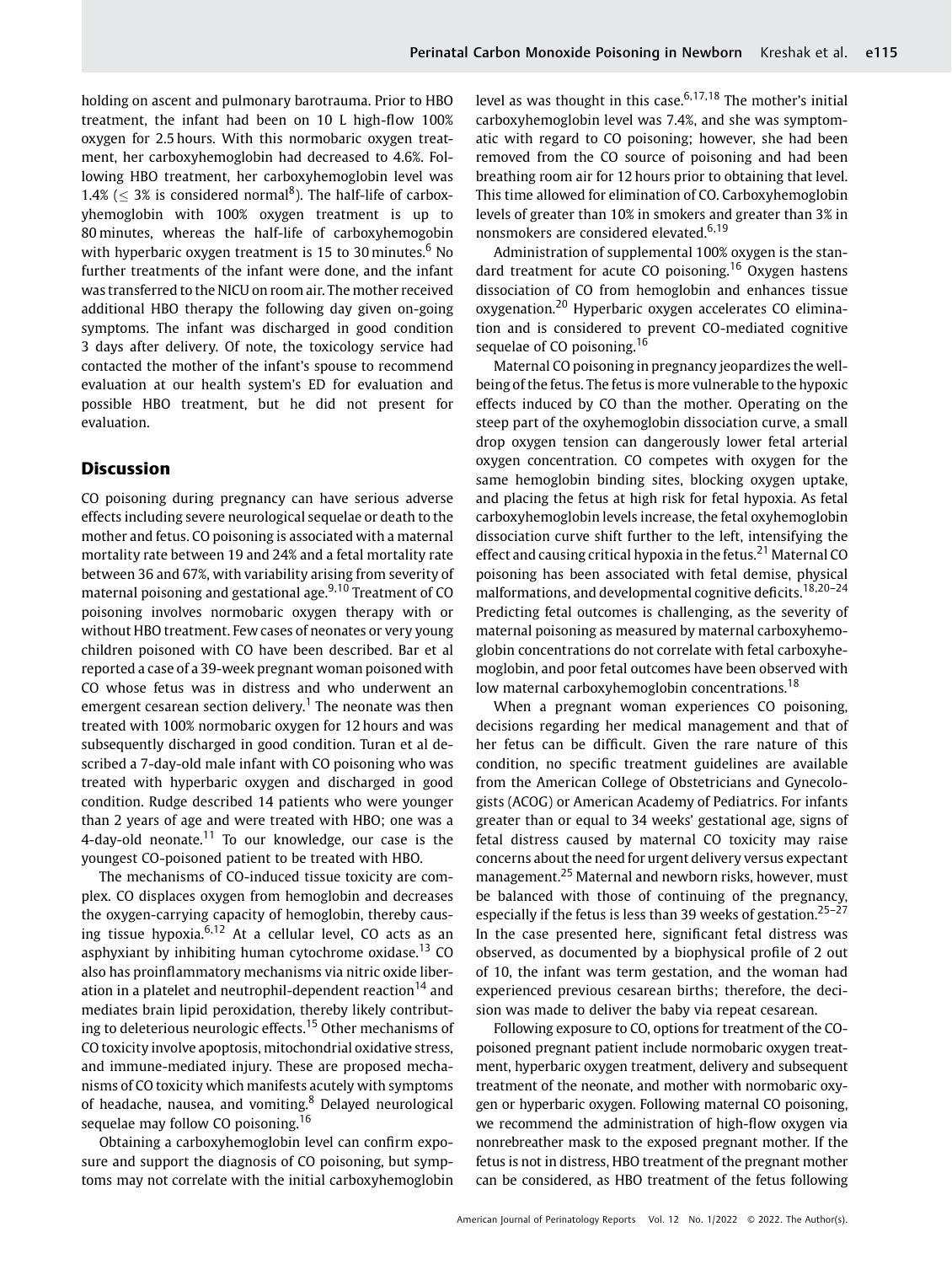holding on ascent and pulmonary barotrauma. Prior to HBO treatment, the infant had been on 10 L high-flow 100% oxygen for 2.5 hours. With this normobaric oxygen treatment, her carboxyhemoglobin had decreased to 4.6%. Following HBO treatment, her carboxyhemoglobin level was 1.4% ($\leq$ 3% is considered normal[8]). The half-life of carboxyhemoglobin with 100% oxygen treatment is up to 80 minutes, whereas the half-life of carboxyhemogobin with hyperbaric oxygen treatment is 15 to 30 minutes.[6] No further treatments of the infant were done, and the infant was transferred to the NICU on room air. The mother received additional HBO therapy the following day given on-going symptoms. The infant was discharged in good condition 3 days after delivery. Of note, the toxicology service had contacted the mother of the infant's spouse to recommend evaluation at our health system's ED for evaluation and possible HBO treatment, but he did not present for evaluation.

## Discussion

CO poisoning during pregnancy can have serious adverse effects including severe neurological sequelae or death to the mother and fetus. CO poisoning is associated with a maternal mortality rate between 19 and 24% and a fetal mortality rate between 36 and 67%, with variability arising from severity of maternal poisoning and gestational age.[9,10] Treatment of CO poisoning involves normobaric oxygen therapy with or without HBO treatment. Few cases of neonates or very young children poisoned with CO have been described. Bar et al reported a case of a 39-week pregnant woman poisoned with CO whose fetus was in distress and who underwent an emergent cesarean section delivery.[1] The neonate was then treated with 100% normobaric oxygen for 12 hours and was subsequently discharged in good condition. Turan et al described a 7-day-old male infant with CO poisoning who was treated with hyperbaric oxygen and discharged in good condition. Rudge described 14 patients who were younger than 2 years of age and were treated with HBO; one was a 4-day-old neonate.[11] To our knowledge, our case is the youngest CO-poisoned patient to be treated with HBO.

The mechanisms of CO-induced tissue toxicity are complex. CO displaces oxygen from hemoglobin and decreases the oxygen-carrying capacity of hemoglobin, thereby causing tissue hypoxia.[6,12] At a cellular level, CO acts as an asphyxiant by inhibiting human cytochrome oxidase.[13] CO also has proinflammatory mechanisms via nitric oxide liberation in a platelet and neutrophil-dependent reaction[14] and mediates brain lipid peroxidation, thereby likely contributing to deleterious neurologic effects.[15] Other mechanisms of CO toxicity involve apoptosis, mitochondrial oxidative stress, and immune-mediated injury. These are proposed mechanisms of CO toxicity which manifests acutely with symptoms of headache, nausea, and vomiting.[8] Delayed neurological sequelae may follow CO poisoning.[16]

Obtaining a carboxyhemoglobin level can confirm exposure and support the diagnosis of CO poisoning, but symptoms may not correlate with the initial carboxyhemoglobin level as was thought in this case.[6,17,18] The mother's initial carboxyhemoglobin level was 7.4%, and she was symptomatic with regard to CO poisoning; however, she had been removed from the CO source of poisoning and had been breathing room air for 12 hours prior to obtaining that level. This time allowed for elimination of CO. Carboxyhemoglobin levels of greater than 10% in smokers and greater than 3% in nonsmokers are considered elevated.[6,19]

Administration of supplemental 100% oxygen is the standard treatment for acute CO poisoning.[16] Oxygen hastens dissociation of CO from hemoglobin and enhances tissue oxygenation.[20] Hyperbaric oxygen accelerates CO elimination and is considered to prevent CO-mediated cognitive sequelae of CO poisoning.[16]

Maternal CO poisoning in pregnancy jeopardizes the wellbeing of the fetus. The fetus is more vulnerable to the hypoxic effects induced by CO than the mother. Operating on the steep part of the oxyhemoglobin dissociation curve, a small drop oxygen tension can dangerously lower fetal arterial oxygen concentration. CO competes with oxygen for the same hemoglobin binding sites, blocking oxygen uptake, and placing the fetus at high risk for fetal hypoxia. As fetal carboxyhemoglobin levels increase, the fetal oxyhemoglobin dissociation curve shift further to the left, intensifying the effect and causing critical hypoxia in the fetus.[21] Maternal CO poisoning has been associated with fetal demise, physical malformations, and developmental cognitive deficits.[18,20–24] Predicting fetal outcomes is challenging, as the severity of maternal poisoning as measured by maternal carboxyhemoglobin concentrations do not correlate with fetal carboxyhemoglobin, and poor fetal outcomes have been observed with low maternal carboxyhemoglobin concentrations.[18]

When a pregnant woman experiences CO poisoning, decisions regarding her medical management and that of her fetus can be difficult. Given the rare nature of this condition, no specific treatment guidelines are available from the American College of Obstetricians and Gynecologists (ACOG) or American Academy of Pediatrics. For infants greater than or equal to 34 weeks' gestational age, signs of fetal distress caused by maternal CO toxicity may raise concerns about the need for urgent delivery versus expectant management.[25] Maternal and newborn risks, however, must be balanced with those of continuing of the pregnancy, especially if the fetus is less than 39 weeks of gestation.[25–27] In the case presented here, significant fetal distress was observed, as documented by a biophysical profile of 2 out of 10, the infant was term gestation, and the woman had experienced previous cesarean births; therefore, the decision was made to deliver the baby via repeat cesarean.

Following exposure to CO, options for treatment of the CO-poisoned pregnant patient include normobaric oxygen treatment, hyperbaric oxygen treatment, delivery and subsequent treatment of the neonate, and mother with normobaric oxygen or hyperbaric oxygen. Following maternal CO poisoning, we recommend the administration of high-flow oxygen via nonrebreather mask to the exposed pregnant mother. If the fetus is not in distress, HBO treatment of the pregnant mother can be considered, as HBO treatment of the fetus following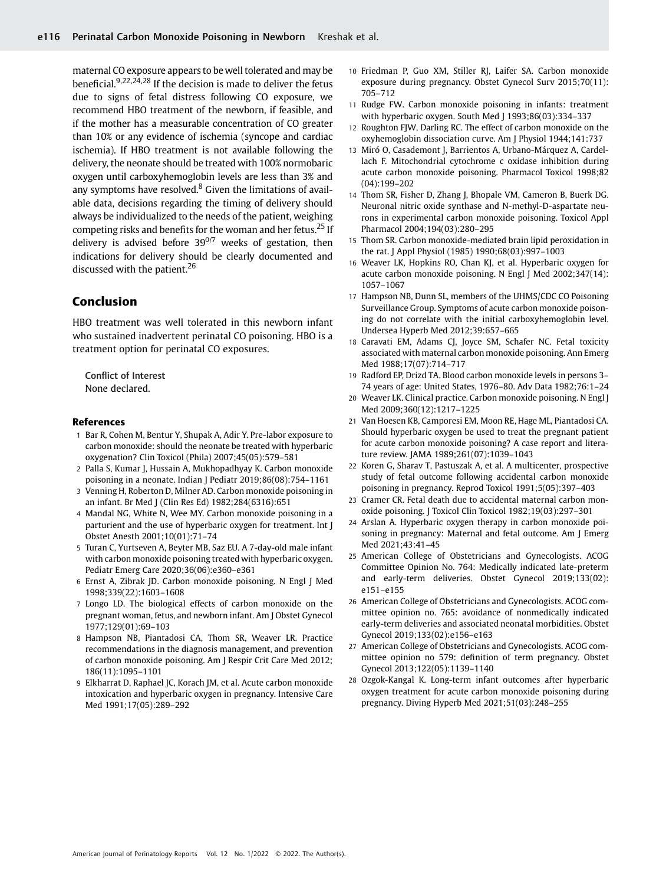maternal CO exposure appears to be well tolerated and may be beneficial.[9,22,24,28] If the decision is made to deliver the fetus due to signs of fetal distress following CO exposure, we recommend HBO treatment of the newborn, if feasible, and if the mother has a measurable concentration of CO greater than 10% or any evidence of ischemia (syncope and cardiac ischemia). If HBO treatment is not available following the delivery, the neonate should be treated with 100% normobaric oxygen until carboxyhemoglobin levels are less than 3% and any symptoms have resolved.[8] Given the limitations of available data, decisions regarding the timing of delivery should always be individualized to the needs of the patient, weighing competing risks and benefits for the woman and her fetus.[25] If delivery is advised before $39^{0/7}$ weeks of gestation, then indications for delivery should be clearly documented and discussed with the patient.[26]

## Conclusion

HBO treatment was well tolerated in this newborn infant who sustained inadvertent perinatal CO poisoning. HBO is a treatment option for perinatal CO exposures.

Conflict of Interest
None declared.

### References

1. Bar R, Cohen M, Bentur Y, Shupak A, Adir Y. Pre-labor exposure to carbon monoxide: should the neonate be treated with hyperbaric oxygenation? Clin Toxicol (Phila) 2007;45(05):579–581
2. Palla S, Kumar J, Hussain A, Mukhopadhyay K. Carbon monoxide poisoning in a neonate. Indian J Pediatr 2019;86(08):754–1161
3. Venning H, Roberton D, Milner AD. Carbon monoxide poisoning in an infant. Br Med J (Clin Res Ed) 1982;284(6316):651
4. Mandal NG, White N, Wee MY. Carbon monoxide poisoning in a parturient and the use of hyperbaric oxygen for treatment. Int J Obstet Anesth 2001;10(01):71–74
5. Turan C, Yurtseven A, Beyter MB, Saz EU. A 7-day-old male infant with carbon monoxide poisoning treated with hyperbaric oxygen. Pediatr Emerg Care 2020;36(06):e360–e361
6. Ernst A, Zibrak JD. Carbon monoxide poisoning. N Engl J Med 1998;339(22):1603–1608
7. Longo LD. The biological effects of carbon monoxide on the pregnant woman, fetus, and newborn infant. Am J Obstet Gynecol 1977;129(01):69–103
8. Hampson NB, Piantadosi CA, Thom SR, Weaver LR. Practice recommendations in the diagnosis management, and prevention of carbon monoxide poisoning. Am J Respir Crit Care Med 2012; 186(11):1095–1101
9. Elkharrat D, Raphael JC, Korach JM, et al. Acute carbon monoxide intoxication and hyperbaric oxygen in pregnancy. Intensive Care Med 1991;17(05):289–292
10. Friedman P, Guo XM, Stiller RJ, Laifer SA. Carbon monoxide exposure during pregnancy. Obstet Gynecol Surv 2015;70(11): 705–712
11. Rudge FW. Carbon monoxide poisoning in infants: treatment with hyperbaric oxygen. South Med J 1993;86(03):334–337
12. Roughton FJW, Darling RC. The effect of carbon monoxide on the oxyhemoglobin dissociation curve. Am J Physiol 1944;141:737
13. Miró O, Casademont J, Barrientos A, Urbano-Márquez A, Cardellach F. Mitochondrial cytochrome c oxidase inhibition during acute carbon monoxide poisoning. Pharmacol Toxicol 1998;82 (04):199–202
14. Thom SR, Fisher D, Zhang J, Bhopale VM, Cameron B, Buerk DG. Neuronal nitric oxide synthase and N-methyl-D-aspartate neurons in experimental carbon monoxide poisoning. Toxicol Appl Pharmacol 2004;194(03):280–295
15. Thom SR. Carbon monoxide-mediated brain lipid peroxidation in the rat. J Appl Physiol (1985) 1990;68(03):997–1003
16. Weaver LK, Hopkins RO, Chan KJ, et al. Hyperbaric oxygen for acute carbon monoxide poisoning. N Engl J Med 2002;347(14): 1057–1067
17. Hampson NB, Dunn SL, members of the UHMS/CDC CO Poisoning Surveillance Group. Symptoms of acute carbon monoxide poisoning do not correlate with the initial carboxyhemoglobin level. Undersea Hyperb Med 2012;39:657–665
18. Caravati EM, Adams CJ, Joyce SM, Schafer NC. Fetal toxicity associated with maternal carbon monoxide poisoning. Ann Emerg Med 1988;17(07):714–717
19. Radford EP, Drizd TA. Blood carbon monoxide levels in persons 3–74 years of age: United States, 1976–80. Adv Data 1982;76:1–24
20. Weaver LK. Clinical practice. Carbon monoxide poisoning. N Engl J Med 2009;360(12):1217–1225
21. Van Hoesen KB, Camporesi EM, Moon RE, Hage ML, Piantadosi CA. Should hyperbaric oxygen be used to treat the pregnant patient for acute carbon monoxide poisoning? A case report and literature review. JAMA 1989;261(07):1039–1043
22. Koren G, Sharav T, Pastuszak A, et al. A multicenter, prospective study of fetal outcome following accidental carbon monoxide poisoning in pregnancy. Reprod Toxicol 1991;5(05):397–403
23. Cramer CR. Fetal death due to accidental maternal carbon monoxide poisoning. J Toxicol Clin Toxicol 1982;19(03):297–301
24. Arslan A. Hyperbaric oxygen therapy in carbon monoxide poisoning in pregnancy: Maternal and fetal outcome. Am J Emerg Med 2021;43:41–45
25. American College of Obstetricians and Gynecologists. ACOG Committee Opinion No. 764: Medically indicated late-preterm and early-term deliveries. Obstet Gynecol 2019;133(02): e151–e155
26. American College of Obstetricians and Gynecologists. ACOG committee opinion no. 765: avoidance of nonmedically indicated early-term deliveries and associated neonatal morbidities. Obstet Gynecol 2019;133(02):e156–e163
27. American College of Obstetricians and Gynecologists. ACOG committee opinion no 579: definition of term pregnancy. Obstet Gynecol 2013;122(05):1139–1140
28. Ozgok-Kangal K. Long-term infant outcomes after hyperbaric oxygen treatment for acute carbon monoxide poisoning during pregnancy. Diving Hyperb Med 2021;51(03):248–255